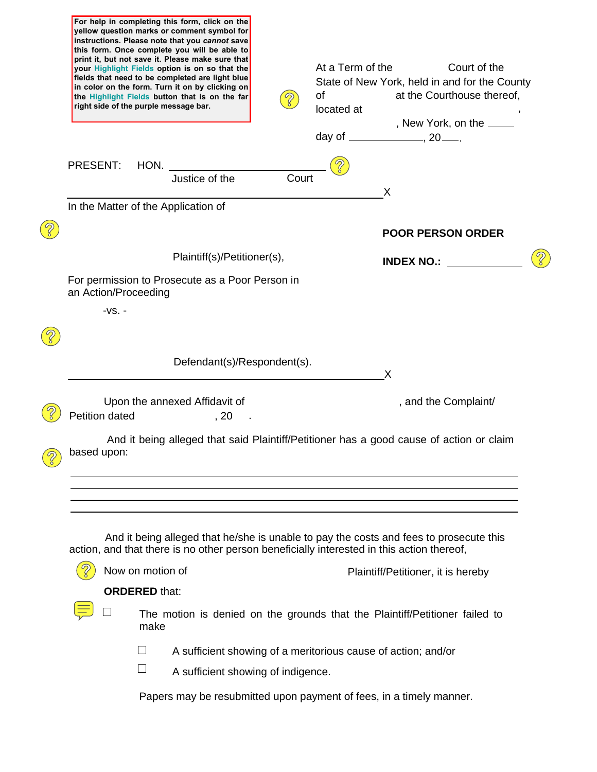For help in completing this form, click on the yellow question marks or comment symbol for instructions. Please note that you *cannot* save this form. Once complete you will be able to print it, but not save it. Please make sure that your Highlight Fields option is on so that the fields that need to be completed are light blue in color on the form. Turn it on by clicking on the Highlight Fields button that is on the far right side of the purple message bar.

At a Term of the Court of the State of New York, held in and for the County of at the Courthouse thereof, located at , New York, on the ____ day of ____________, 20___.

PRESENT: HON. ______________________________
Justice of the Court

---

In the Matter of the Application of

Plaintiff(s)/Petitioner(s),

For permission to Prosecute as a Poor Person in an Action/Proceeding

-vs. -

Defendant(s)/Respondent(s).

---

**POOR PERSON ORDER**

**INDEX NO.:** ____________

Upon the annexed Affidavit of , and the Complaint/ Petition dated , 20 .

And it being alleged that said Plaintiff/Petitioner has a good cause of action or claim based upon:

______________________________________________________________________

______________________________________________________________________

______________________________________________________________________

______________________________________________________________________

And it being alleged that he/she is unable to pay the costs and fees to prosecute this action, and that there is no other person beneficially interested in this action thereof,

Now on motion of Plaintiff/Petitioner, it is hereby

**ORDERED** that:

☐ The motion is denied on the grounds that the Plaintiff/Petitioner failed to make

☐ A sufficient showing of a meritorious cause of action; and/or

☐ A sufficient showing of indigence.

Papers may be resubmitted upon payment of fees, in a timely manner.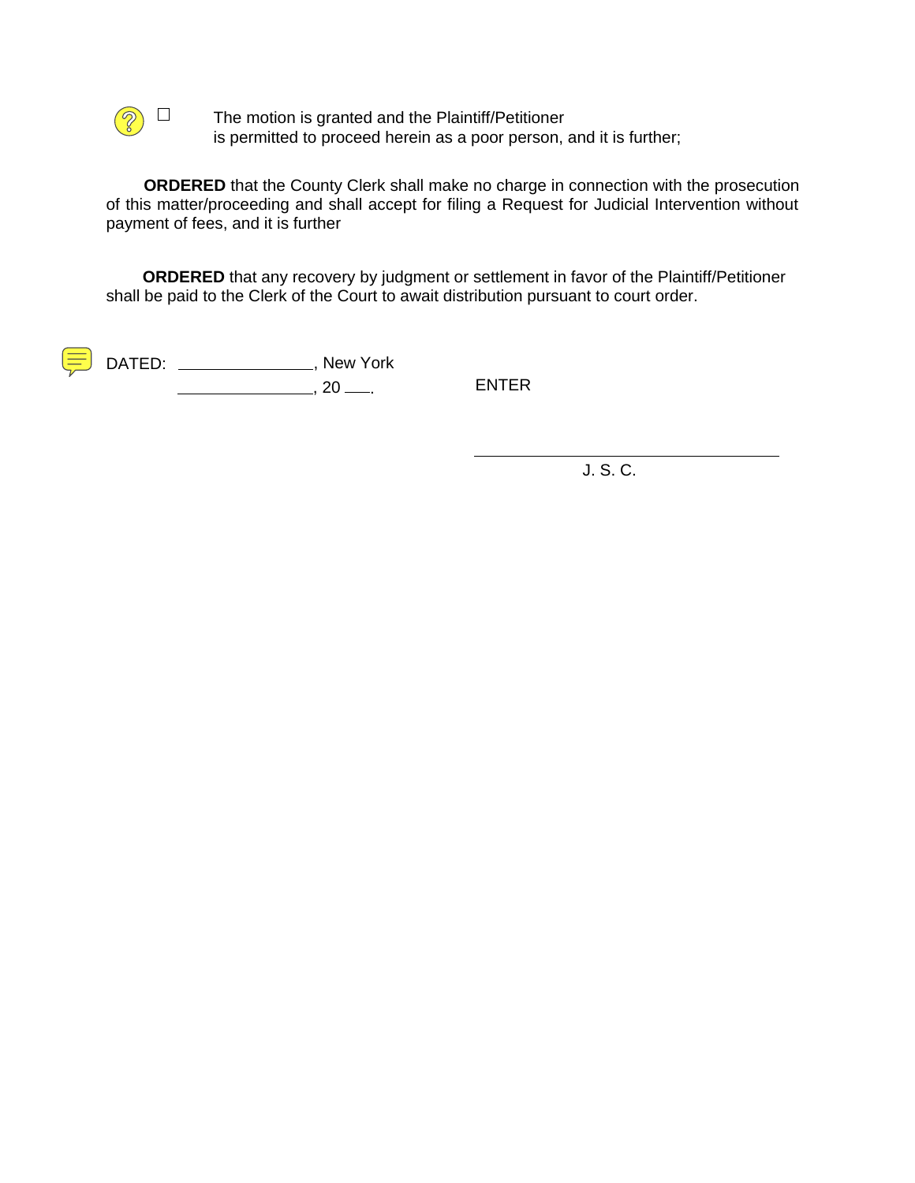☐ The motion is granted and the Plaintiff/Petitioner is permitted to proceed herein as a poor person, and it is further;

**ORDERED** that the County Clerk shall make no charge in connection with the prosecution of this matter/proceeding and shall accept for filing a Request for Judicial Intervention without payment of fees, and it is further

**ORDERED** that any recovery by judgment or settlement in favor of the Plaintiff/Petitioner shall be paid to the Clerk of the Court to await distribution pursuant to court order.

DATED: _______________, New York
_______________, 20 ___.

ENTER

_______________________________
J. S. C.